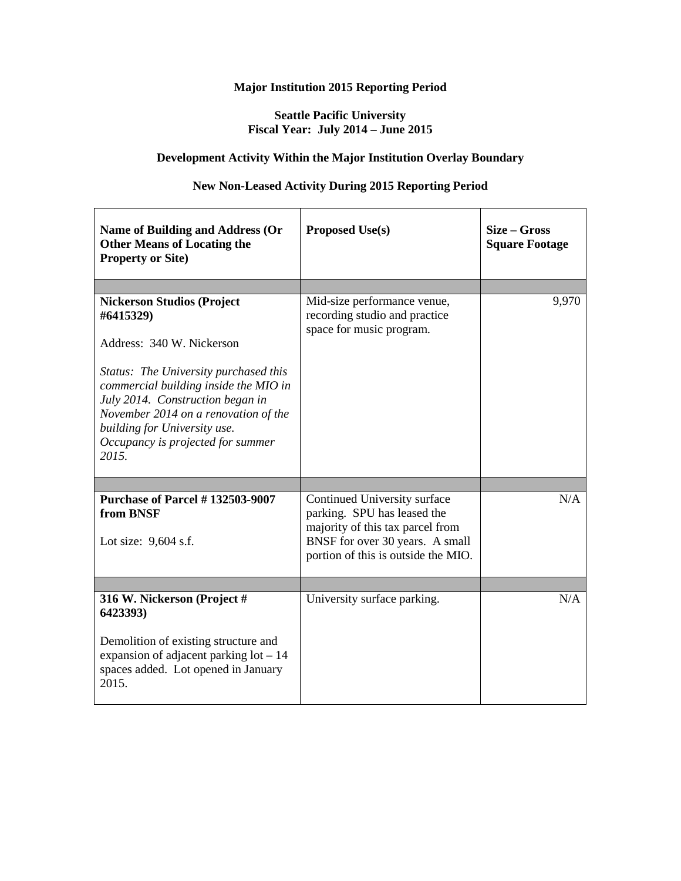**Major Institution 2015 Reporting Period**

**Seattle Pacific University**
**Fiscal Year: July 2014 – June 2015**

**Development Activity Within the Major Institution Overlay Boundary**

**New Non-Leased Activity During 2015 Reporting Period**

| Name of Building and Address (Or Other Means of Locating the Property or Site) | Proposed Use(s) | Size – Gross Square Footage |
| --- | --- | --- |
| | | |
| **Nickerson Studios (Project #6415329)**<br><br>Address: 340 W. Nickerson<br><br>*Status: The University purchased this commercial building inside the MIO in July 2014. Construction began in November 2014 on a renovation of the building for University use. Occupancy is projected for summer 2015.* | Mid-size performance venue, recording studio and practice space for music program. | 9,970 |
| | | |
| **Purchase of Parcel # 132503-9007 from BNSF**<br><br>Lot size: 9,604 s.f. | Continued University surface parking. SPU has leased the majority of this tax parcel from BNSF for over 30 years. A small portion of this is outside the MIO. | N/A |
| | | |
| **316 W. Nickerson (Project # 6423393)**<br><br>Demolition of existing structure and expansion of adjacent parking lot – 14 spaces added. Lot opened in January 2015. | University surface parking. | N/A |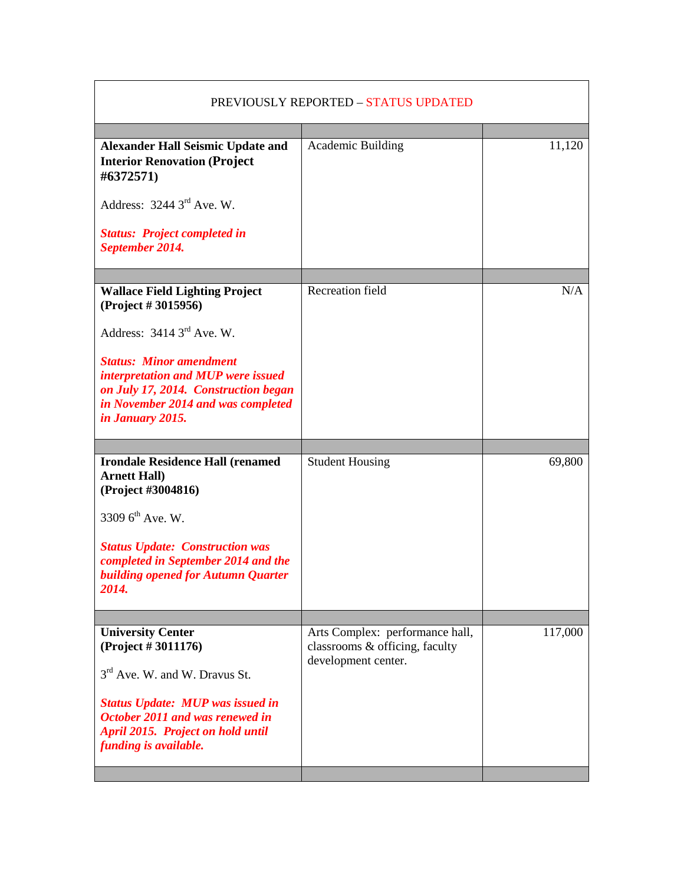| PREVIOUSLY REPORTED – STATUS UPDATED | | |
|---|---|---|
| **Alexander Hall Seismic Update and Interior Renovation (Project #6372571)**<br><br>Address: 3244 3rd Ave. W.<br><br>***Status: Project completed in September 2014.*** | Academic Building | 11,120 |
| **Wallace Field Lighting Project (Project # 3015956)**<br><br>Address: 3414 3rd Ave. W.<br><br>***Status: Minor amendment interpretation and MUP were issued on July 17, 2014. Construction began in November 2014 and was completed in January 2015.*** | Recreation field | N/A |
| **Irondale Residence Hall (renamed Arnett Hall) (Project #3004816)**<br><br>3309 6th Ave. W.<br><br>***Status Update: Construction was completed in September 2014 and the building opened for Autumn Quarter 2014.*** | Student Housing | 69,800 |
| **University Center (Project # 3011176)**<br><br>3rd Ave. W. and W. Dravus St.<br><br>***Status Update: MUP was issued in October 2011 and was renewed in April 2015. Project on hold until funding is available.*** | Arts Complex: performance hall, classrooms & officing, faculty development center. | 117,000 |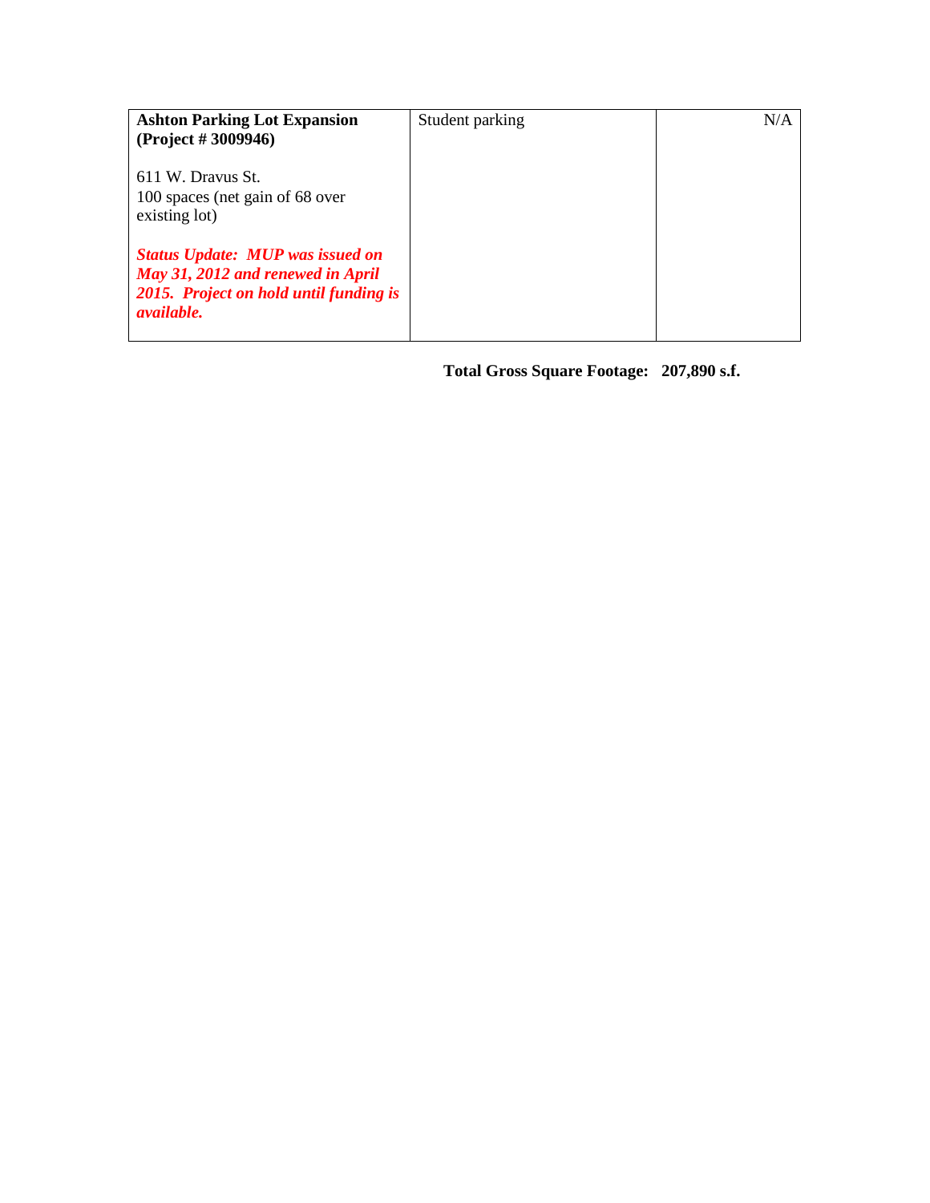| | | |
|---|---|---|
| **Ashton Parking Lot Expansion (Project # 3009946)**<br><br>611 W. Dravus St.<br>100 spaces (net gain of 68 over existing lot)<br><br>***Status Update: MUP was issued on May 31, 2012 and renewed in April 2015. Project on hold until funding is available.*** | Student parking | N/A |

**Total Gross Square Footage: 207,890 s.f.**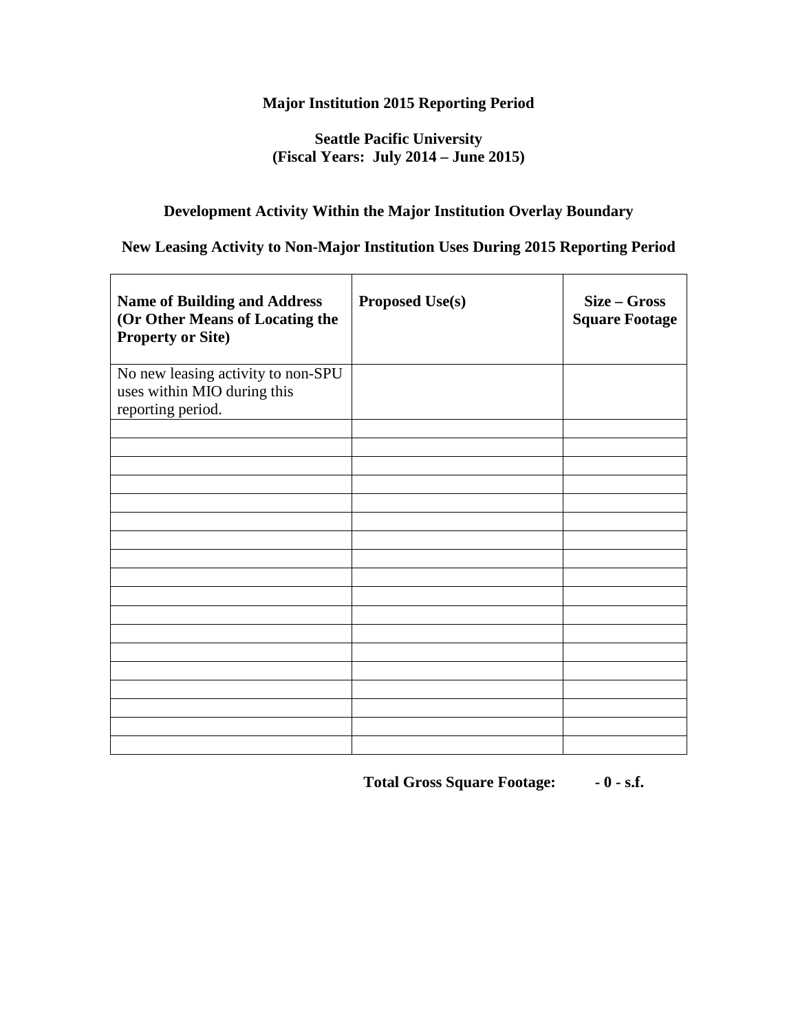**Major Institution 2015 Reporting Period**

**Seattle Pacific University**
**(Fiscal Years: July 2014 – June 2015)**

**Development Activity Within the Major Institution Overlay Boundary**

**New Leasing Activity to Non-Major Institution Uses During 2015 Reporting Period**

| Name of Building and Address (Or Other Means of Locating the Property or Site) | Proposed Use(s) | Size – Gross Square Footage |
|---|---|---|
| No new leasing activity to non-SPU uses within MIO during this reporting period. | | |
| | | |
| | | |
| | | |
| | | |
| | | |
| | | |
| | | |
| | | |
| | | |
| | | |
| | | |
| | | |
| | | |
| | | |
| | | |
| | | |
| | | |
| | | |

**Total Gross Square Footage: - 0 - s.f.**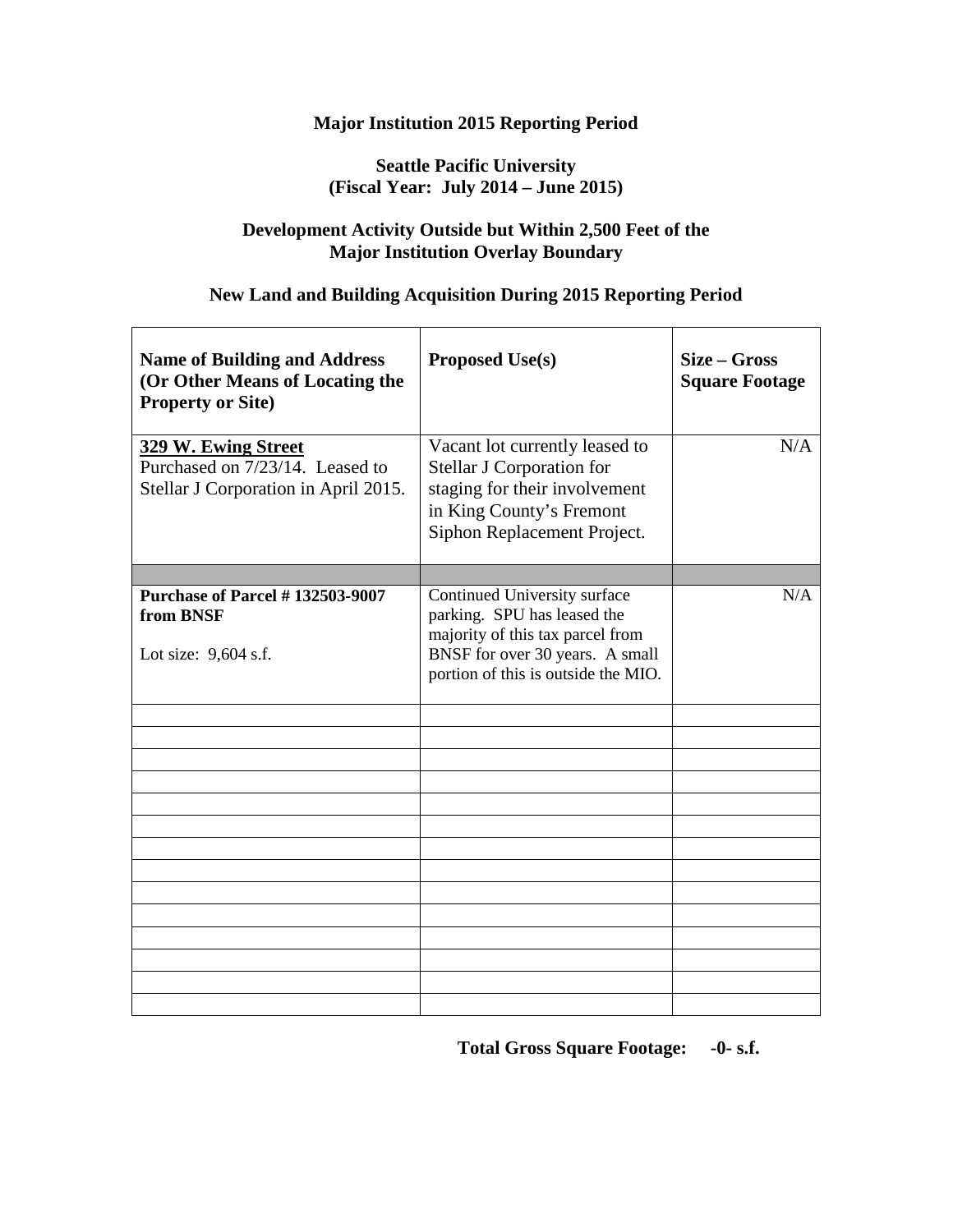**Major Institution 2015 Reporting Period**

**Seattle Pacific University**
**(Fiscal Year: July 2014 – June 2015)**

**Development Activity Outside but Within 2,500 Feet of the Major Institution Overlay Boundary**

**New Land and Building Acquisition During 2015 Reporting Period**

| Name of Building and Address (Or Other Means of Locating the Property or Site) | Proposed Use(s) | Size – Gross Square Footage |
|---|---|---|
| **329 W. Ewing Street** Purchased on 7/23/14. Leased to Stellar J Corporation in April 2015. | Vacant lot currently leased to Stellar J Corporation for staging for their involvement in King County's Fremont Siphon Replacement Project. | N/A |
| | | |
| **Purchase of Parcel # 132503-9007 from BNSF** Lot size: 9,604 s.f. | Continued University surface parking. SPU has leased the majority of this tax parcel from BNSF for over 30 years. A small portion of this is outside the MIO. | N/A |
| | | |
| | | |
| | | |
| | | |
| | | |
| | | |
| | | |
| | | |
| | | |
| | | |
| | | |
| | | |
| | | |
| | | |

**Total Gross Square Footage: -0- s.f.**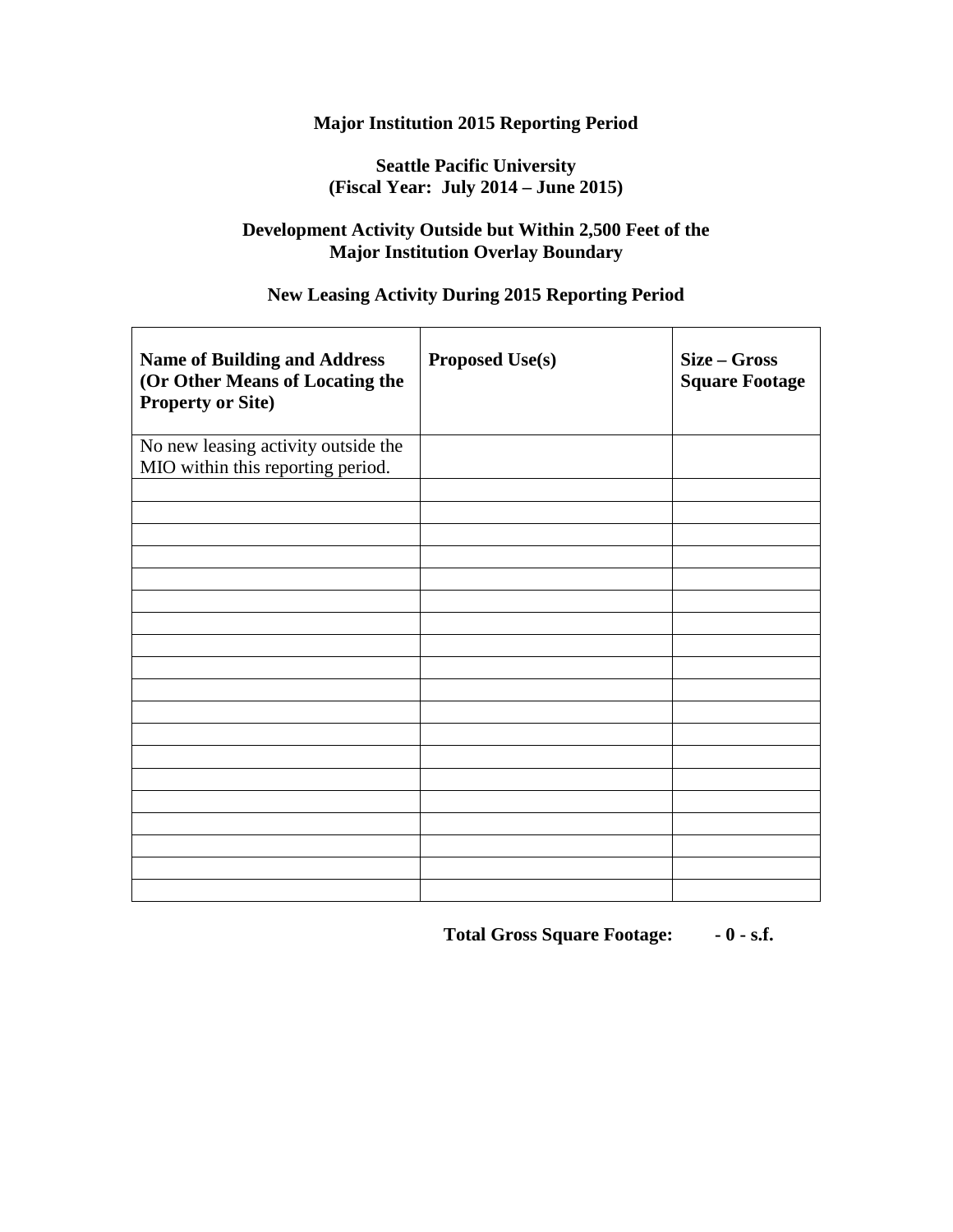**Major Institution 2015 Reporting Period**

**Seattle Pacific University**
**(Fiscal Year: July 2014 – June 2015)**

**Development Activity Outside but Within 2,500 Feet of the Major Institution Overlay Boundary**

**New Leasing Activity During 2015 Reporting Period**

| **Name of Building and Address (Or Other Means of Locating the Property or Site)** | **Proposed Use(s)** | **Size – Gross Square Footage** |
|---|---|---|
| No new leasing activity outside the MIO within this reporting period. | | |
| | | |
| | | |
| | | |
| | | |
| | | |
| | | |
| | | |
| | | |
| | | |
| | | |
| | | |
| | | |
| | | |
| | | |
| | | |
| | | |
| | | |
| | | |
| | | |

**Total Gross Square Footage: - 0 - s.f.**